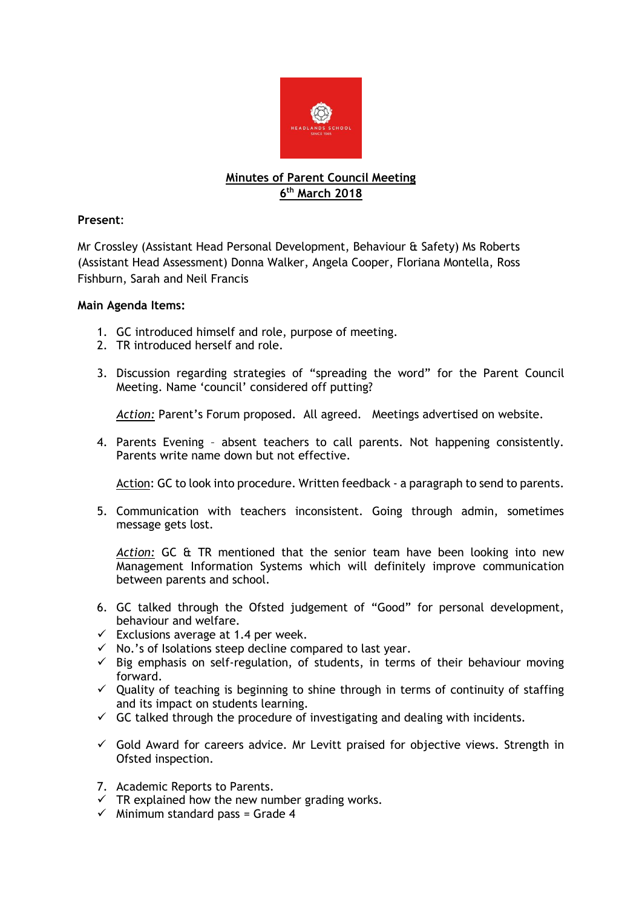**Minutes of Parent Council Meeting**
**6th March 2018**

**Present**:

Mr Crossley (Assistant Head Personal Development, Behaviour & Safety) Ms Roberts (Assistant Head Assessment) Donna Walker, Angela Cooper, Floriana Montella, Ross Fishburn, Sarah and Neil Francis

**Main Agenda Items:**

1. GC introduced himself and role, purpose of meeting.
2. TR introduced herself and role.
3. Discussion regarding strategies of "spreading the word" for the Parent Council Meeting. Name 'council' considered off putting?

   *Action:* Parent's Forum proposed. All agreed. Meetings advertised on website.

4. Parents Evening – absent teachers to call parents. Not happening consistently. Parents write name down but not effective.

   Action: GC to look into procedure. Written feedback - a paragraph to send to parents.

5. Communication with teachers inconsistent. Going through admin, sometimes message gets lost.

   *Action:* GC & TR mentioned that the senior team have been looking into new Management Information Systems which will definitely improve communication between parents and school.

6. GC talked through the Ofsted judgement of "Good" for personal development, behaviour and welfare.

- ✓ Exclusions average at 1.4 per week.
- ✓ No.'s of Isolations steep decline compared to last year.
- ✓ Big emphasis on self-regulation, of students, in terms of their behaviour moving forward.
- ✓ Quality of teaching is beginning to shine through in terms of continuity of staffing and its impact on students learning.
- ✓ GC talked through the procedure of investigating and dealing with incidents.
- ✓ Gold Award for careers advice. Mr Levitt praised for objective views. Strength in Ofsted inspection.

7. Academic Reports to Parents.

- ✓ TR explained how the new number grading works.
- ✓ Minimum standard pass = Grade 4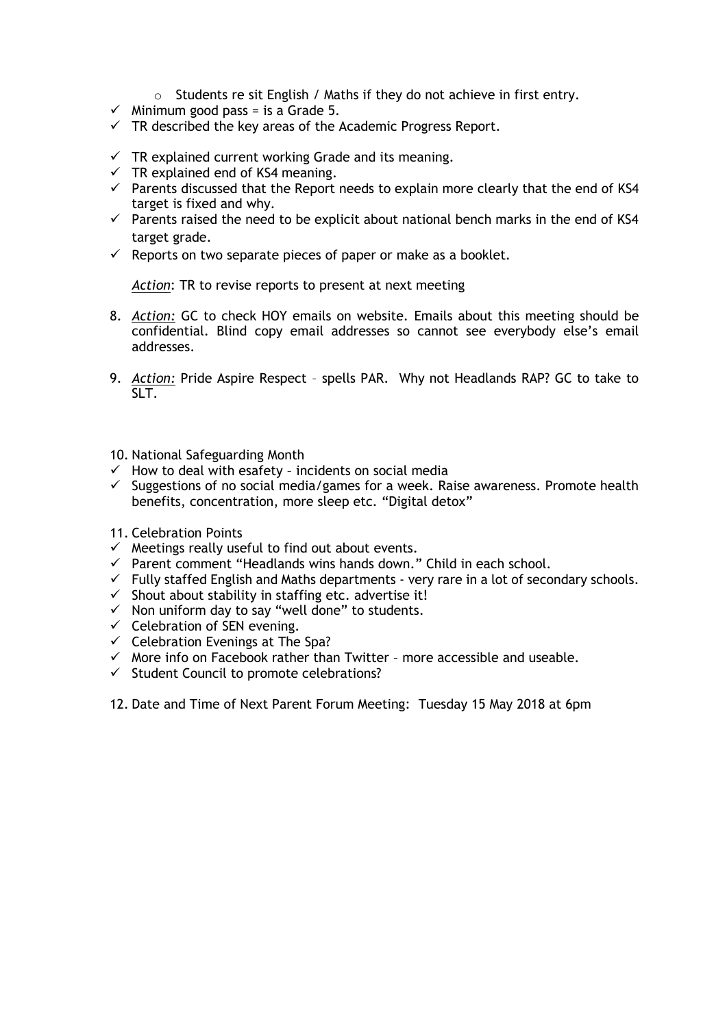- Students re sit English / Maths if they do not achieve in first entry.

- ✓ Minimum good pass = is a Grade 5.
- ✓ TR described the key areas of the Academic Progress Report.
- ✓ TR explained current working Grade and its meaning.
- ✓ TR explained end of KS4 meaning.
- ✓ Parents discussed that the Report needs to explain more clearly that the end of KS4 target is fixed and why.
- ✓ Parents raised the need to be explicit about national bench marks in the end of KS4 target grade.
- ✓ Reports on two separate pieces of paper or make as a booklet.

*Action*: TR to revise reports to present at next meeting

8. *Action:* GC to check HOY emails on website. Emails about this meeting should be confidential. Blind copy email addresses so cannot see everybody else's email addresses.

9. *Action:* Pride Aspire Respect – spells PAR. Why not Headlands RAP? GC to take to SLT.

10. National Safeguarding Month

- ✓ How to deal with esafety – incidents on social media
- ✓ Suggestions of no social media/games for a week. Raise awareness. Promote health benefits, concentration, more sleep etc. "Digital detox"

11. Celebration Points

- ✓ Meetings really useful to find out about events.
- ✓ Parent comment "Headlands wins hands down." Child in each school.
- ✓ Fully staffed English and Maths departments - very rare in a lot of secondary schools.
- ✓ Shout about stability in staffing etc. advertise it!
- ✓ Non uniform day to say "well done" to students.
- ✓ Celebration of SEN evening.
- ✓ Celebration Evenings at The Spa?
- ✓ More info on Facebook rather than Twitter – more accessible and useable.
- ✓ Student Council to promote celebrations?

12. Date and Time of Next Parent Forum Meeting: Tuesday 15 May 2018 at 6pm